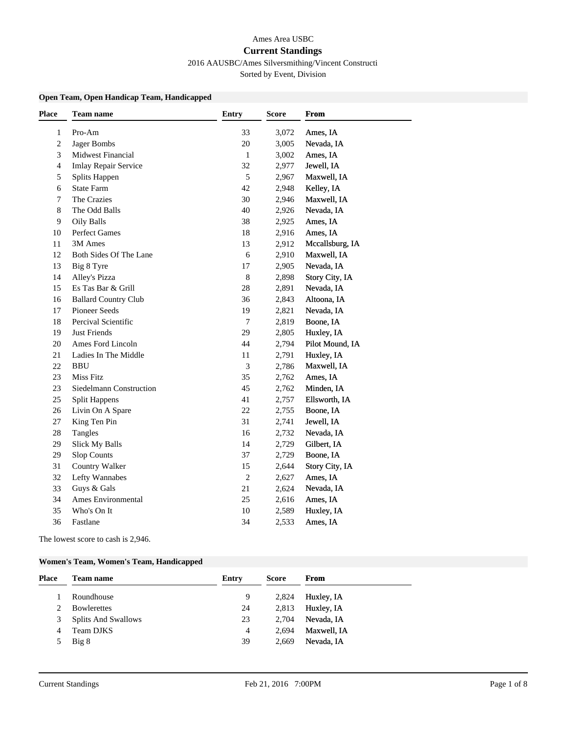Ames Area USBC

# Current Standings

2016 AAUSBC/Ames Silversmithing/Vincent Constructi

Sorted by Event, Division

### Open Team, Open Handicap Team, Handicapped

| Place | Team name | Entry | Score | From |
|---|---|---|---|---|
| 1 | Pro-Am | 33 | 3,072 | Ames, IA |
| 2 | Jager Bombs | 20 | 3,005 | Nevada, IA |
| 3 | Midwest Financial | 1 | 3,002 | Ames, IA |
| 4 | Imlay Repair Service | 32 | 2,977 | Jewell, IA |
| 5 | Splits Happen | 5 | 2,967 | Maxwell, IA |
| 6 | State Farm | 42 | 2,948 | Kelley, IA |
| 7 | The Crazies | 30 | 2,946 | Maxwell, IA |
| 8 | The Odd Balls | 40 | 2,926 | Nevada, IA |
| 9 | Oily Balls | 38 | 2,925 | Ames, IA |
| 10 | Perfect Games | 18 | 2,916 | Ames, IA |
| 11 | 3M Ames | 13 | 2,912 | Mccallsburg, IA |
| 12 | Both Sides Of The Lane | 6 | 2,910 | Maxwell, IA |
| 13 | Big 8 Tyre | 17 | 2,905 | Nevada, IA |
| 14 | Alley's Pizza | 8 | 2,898 | Story City, IA |
| 15 | Es Tas Bar & Grill | 28 | 2,891 | Nevada, IA |
| 16 | Ballard Country Club | 36 | 2,843 | Altoona, IA |
| 17 | Pioneer Seeds | 19 | 2,821 | Nevada, IA |
| 18 | Percival Scientific | 7 | 2,819 | Boone, IA |
| 19 | Just Friends | 29 | 2,805 | Huxley, IA |
| 20 | Ames Ford Lincoln | 44 | 2,794 | Pilot Mound, IA |
| 21 | Ladies In The Middle | 11 | 2,791 | Huxley, IA |
| 22 | BBU | 3 | 2,786 | Maxwell, IA |
| 23 | Miss Fitz | 35 | 2,762 | Ames, IA |
| 23 | Siedelmann Construction | 45 | 2,762 | Minden, IA |
| 25 | Split Happens | 41 | 2,757 | Ellsworth, IA |
| 26 | Livin On A Spare | 22 | 2,755 | Boone, IA |
| 27 | King Ten Pin | 31 | 2,741 | Jewell, IA |
| 28 | Tangles | 16 | 2,732 | Nevada, IA |
| 29 | Slick My Balls | 14 | 2,729 | Gilbert, IA |
| 29 | Slop Counts | 37 | 2,729 | Boone, IA |
| 31 | Country Walker | 15 | 2,644 | Story City, IA |
| 32 | Lefty Wannabes | 2 | 2,627 | Ames, IA |
| 33 | Guys & Gals | 21 | 2,624 | Nevada, IA |
| 34 | Ames Environmental | 25 | 2,616 | Ames, IA |
| 35 | Who's On It | 10 | 2,589 | Huxley, IA |
| 36 | Fastlane | 34 | 2,533 | Ames, IA |

The lowest score to cash is 2,946.

### Women's Team, Women's Team, Handicapped

| Place | Team name | Entry | Score | From |
|---|---|---|---|---|
| 1 | Roundhouse | 9 | 2,824 | Huxley, IA |
| 2 | Bowlerettes | 24 | 2,813 | Huxley, IA |
| 3 | Splits And Swallows | 23 | 2,704 | Nevada, IA |
| 4 | Team DJKS | 4 | 2,694 | Maxwell, IA |
| 5 | Big 8 | 39 | 2,669 | Nevada, IA |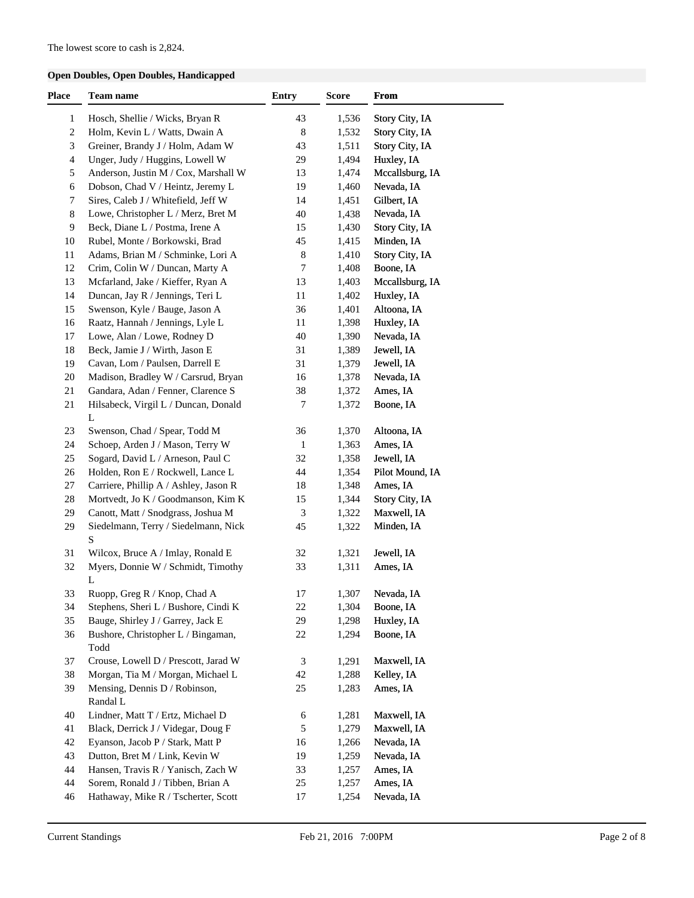The lowest score to cash is 2,824.

### Open Doubles, Open Doubles, Handicapped

| Place | Team name | Entry | Score | From |
|---|---|---|---|---|
| 1 | Hosch, Shellie / Wicks, Bryan R | 43 | 1,536 | Story City, IA |
| 2 | Holm, Kevin L / Watts, Dwain A | 8 | 1,532 | Story City, IA |
| 3 | Greiner, Brandy J / Holm, Adam W | 43 | 1,511 | Story City, IA |
| 4 | Unger, Judy / Huggins, Lowell W | 29 | 1,494 | Huxley, IA |
| 5 | Anderson, Justin M / Cox, Marshall W | 13 | 1,474 | Mccallsburg, IA |
| 6 | Dobson, Chad V / Heintz, Jeremy L | 19 | 1,460 | Nevada, IA |
| 7 | Sires, Caleb J / Whitefield, Jeff W | 14 | 1,451 | Gilbert, IA |
| 8 | Lowe, Christopher L / Merz, Bret M | 40 | 1,438 | Nevada, IA |
| 9 | Beck, Diane L / Postma, Irene A | 15 | 1,430 | Story City, IA |
| 10 | Rubel, Monte / Borkowski, Brad | 45 | 1,415 | Minden, IA |
| 11 | Adams, Brian M / Schminke, Lori A | 8 | 1,410 | Story City, IA |
| 12 | Crim, Colin W / Duncan, Marty A | 7 | 1,408 | Boone, IA |
| 13 | Mcfarland, Jake / Kieffer, Ryan A | 13 | 1,403 | Mccallsburg, IA |
| 14 | Duncan, Jay R / Jennings, Teri L | 11 | 1,402 | Huxley, IA |
| 15 | Swenson, Kyle / Bauge, Jason A | 36 | 1,401 | Altoona, IA |
| 16 | Raatz, Hannah / Jennings, Lyle L | 11 | 1,398 | Huxley, IA |
| 17 | Lowe, Alan / Lowe, Rodney D | 40 | 1,390 | Nevada, IA |
| 18 | Beck, Jamie J / Wirth, Jason E | 31 | 1,389 | Jewell, IA |
| 19 | Cavan, Lom / Paulsen, Darrell E | 31 | 1,379 | Jewell, IA |
| 20 | Madison, Bradley W / Carsrud, Bryan | 16 | 1,378 | Nevada, IA |
| 21 | Gandara, Adan / Fenner, Clarence S | 38 | 1,372 | Ames, IA |
| 21 | Hilsabeck, Virgil L / Duncan, Donald L | 7 | 1,372 | Boone, IA |
| 23 | Swenson, Chad / Spear, Todd M | 36 | 1,370 | Altoona, IA |
| 24 | Schoep, Arden J / Mason, Terry W | 1 | 1,363 | Ames, IA |
| 25 | Sogard, David L / Arneson, Paul C | 32 | 1,358 | Jewell, IA |
| 26 | Holden, Ron E / Rockwell, Lance L | 44 | 1,354 | Pilot Mound, IA |
| 27 | Carriere, Phillip A / Ashley, Jason R | 18 | 1,348 | Ames, IA |
| 28 | Mortvedt, Jo K / Goodmanson, Kim K | 15 | 1,344 | Story City, IA |
| 29 | Canott, Matt / Snodgrass, Joshua M | 3 | 1,322 | Maxwell, IA |
| 29 | Siedelmann, Terry / Siedelmann, Nick S | 45 | 1,322 | Minden, IA |
| 31 | Wilcox, Bruce A / Imlay, Ronald E | 32 | 1,321 | Jewell, IA |
| 32 | Myers, Donnie W / Schmidt, Timothy L | 33 | 1,311 | Ames, IA |
| 33 | Ruopp, Greg R / Knop, Chad A | 17 | 1,307 | Nevada, IA |
| 34 | Stephens, Sheri L / Bushore, Cindi K | 22 | 1,304 | Boone, IA |
| 35 | Bauge, Shirley J / Garrey, Jack E | 29 | 1,298 | Huxley, IA |
| 36 | Bushore, Christopher L / Bingaman, Todd | 22 | 1,294 | Boone, IA |
| 37 | Crouse, Lowell D / Prescott, Jarad W | 3 | 1,291 | Maxwell, IA |
| 38 | Morgan, Tia M / Morgan, Michael L | 42 | 1,288 | Kelley, IA |
| 39 | Mensing, Dennis D / Robinson, Randal L | 25 | 1,283 | Ames, IA |
| 40 | Lindner, Matt T / Ertz, Michael D | 6 | 1,281 | Maxwell, IA |
| 41 | Black, Derrick J / Videgar, Doug F | 5 | 1,279 | Maxwell, IA |
| 42 | Eyanson, Jacob P / Stark, Matt P | 16 | 1,266 | Nevada, IA |
| 43 | Dutton, Bret M / Link, Kevin W | 19 | 1,259 | Nevada, IA |
| 44 | Hansen, Travis R / Yanisch, Zach W | 33 | 1,257 | Ames, IA |
| 44 | Sorem, Ronald J / Tibben, Brian A | 25 | 1,257 | Ames, IA |
| 46 | Hathaway, Mike R / Tscherter, Scott | 17 | 1,254 | Nevada, IA |

Current Standings Feb 21, 2016 7:00PM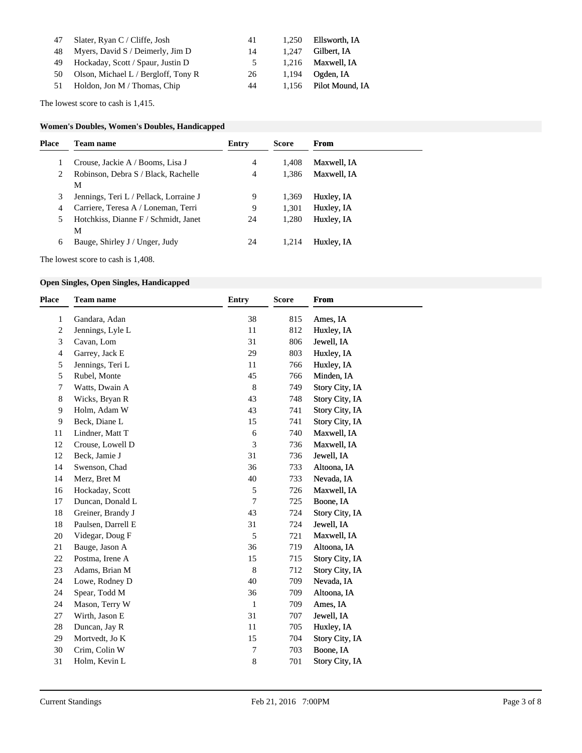| Place | Team name | Entry | Score | From |
|---|---|---|---|---|
| 47 | Slater, Ryan C / Cliffe, Josh | 41 | 1,250 | Ellsworth, IA |
| 48 | Myers, David S / Deimerly, Jim D | 14 | 1,247 | Gilbert, IA |
| 49 | Hockaday, Scott / Spaur, Justin D | 5 | 1,216 | Maxwell, IA |
| 50 | Olson, Michael L / Bergloff, Tony R | 26 | 1,194 | Ogden, IA |
| 51 | Holdon, Jon M / Thomas, Chip | 44 | 1,156 | Pilot Mound, IA |

The lowest score to cash is 1,415.

### Women's Doubles, Women's Doubles, Handicapped

| Place | Team name | Entry | Score | From |
|---|---|---|---|---|
| 1 | Crouse, Jackie A / Booms, Lisa J | 4 | 1,408 | Maxwell, IA |
| 2 | Robinson, Debra S / Black, Rachelle M | 4 | 1,386 | Maxwell, IA |
| 3 | Jennings, Teri L / Pellack, Lorraine J | 9 | 1,369 | Huxley, IA |
| 4 | Carriere, Teresa A / Loneman, Terri | 9 | 1,301 | Huxley, IA |
| 5 | Hotchkiss, Dianne F / Schmidt, Janet M | 24 | 1,280 | Huxley, IA |
| 6 | Bauge, Shirley J / Unger, Judy | 24 | 1,214 | Huxley, IA |

The lowest score to cash is 1,408.

### Open Singles, Open Singles, Handicapped

| Place | Team name | Entry | Score | From |
|---|---|---|---|---|
| 1 | Gandara, Adan | 38 | 815 | Ames, IA |
| 2 | Jennings, Lyle L | 11 | 812 | Huxley, IA |
| 3 | Cavan, Lom | 31 | 806 | Jewell, IA |
| 4 | Garrey, Jack E | 29 | 803 | Huxley, IA |
| 5 | Jennings, Teri L | 11 | 766 | Huxley, IA |
| 5 | Rubel, Monte | 45 | 766 | Minden, IA |
| 7 | Watts, Dwain A | 8 | 749 | Story City, IA |
| 8 | Wicks, Bryan R | 43 | 748 | Story City, IA |
| 9 | Holm, Adam W | 43 | 741 | Story City, IA |
| 9 | Beck, Diane L | 15 | 741 | Story City, IA |
| 11 | Lindner, Matt T | 6 | 740 | Maxwell, IA |
| 12 | Crouse, Lowell D | 3 | 736 | Maxwell, IA |
| 12 | Beck, Jamie J | 31 | 736 | Jewell, IA |
| 14 | Swenson, Chad | 36 | 733 | Altoona, IA |
| 14 | Merz, Bret M | 40 | 733 | Nevada, IA |
| 16 | Hockaday, Scott | 5 | 726 | Maxwell, IA |
| 17 | Duncan, Donald L | 7 | 725 | Boone, IA |
| 18 | Greiner, Brandy J | 43 | 724 | Story City, IA |
| 18 | Paulsen, Darrell E | 31 | 724 | Jewell, IA |
| 20 | Videgar, Doug F | 5 | 721 | Maxwell, IA |
| 21 | Bauge, Jason A | 36 | 719 | Altoona, IA |
| 22 | Postma, Irene A | 15 | 715 | Story City, IA |
| 23 | Adams, Brian M | 8 | 712 | Story City, IA |
| 24 | Lowe, Rodney D | 40 | 709 | Nevada, IA |
| 24 | Spear, Todd M | 36 | 709 | Altoona, IA |
| 24 | Mason, Terry W | 1 | 709 | Ames, IA |
| 27 | Wirth, Jason E | 31 | 707 | Jewell, IA |
| 28 | Duncan, Jay R | 11 | 705 | Huxley, IA |
| 29 | Mortvedt, Jo K | 15 | 704 | Story City, IA |
| 30 | Crim, Colin W | 7 | 703 | Boone, IA |
| 31 | Holm, Kevin L | 8 | 701 | Story City, IA |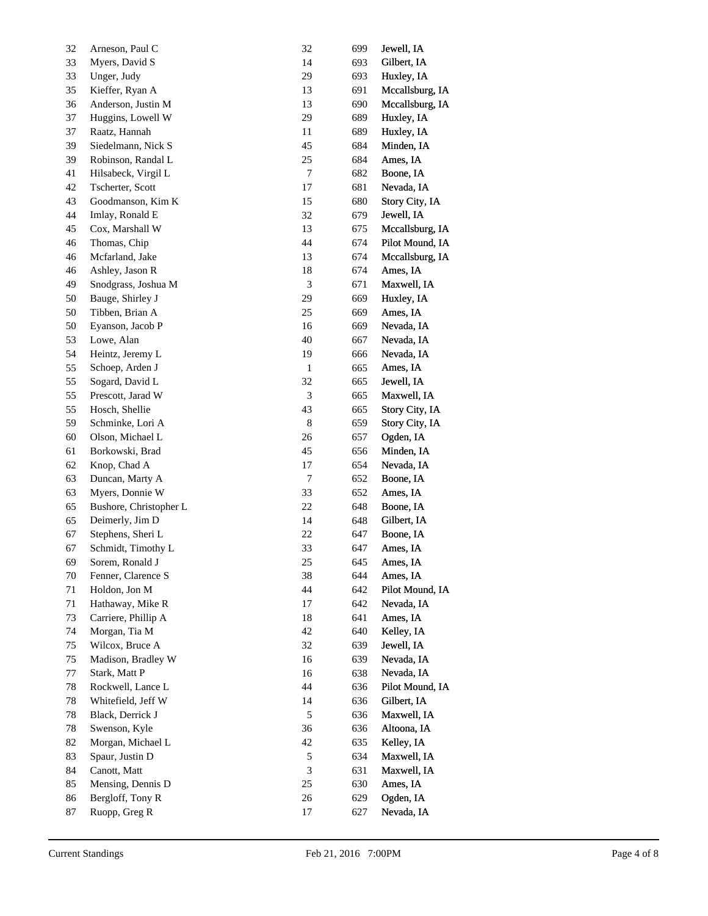| | | | | |
|---|---|---|---|---|
| 32 | Arneson, Paul C | 32 | 699 | Jewell, IA |
| 33 | Myers, David S | 14 | 693 | Gilbert, IA |
| 33 | Unger, Judy | 29 | 693 | Huxley, IA |
| 35 | Kieffer, Ryan A | 13 | 691 | Mccallsburg, IA |
| 36 | Anderson, Justin M | 13 | 690 | Mccallsburg, IA |
| 37 | Huggins, Lowell W | 29 | 689 | Huxley, IA |
| 37 | Raatz, Hannah | 11 | 689 | Huxley, IA |
| 39 | Siedelmann, Nick S | 45 | 684 | Minden, IA |
| 39 | Robinson, Randal L | 25 | 684 | Ames, IA |
| 41 | Hilsabeck, Virgil L | 7 | 682 | Boone, IA |
| 42 | Tscherter, Scott | 17 | 681 | Nevada, IA |
| 43 | Goodmanson, Kim K | 15 | 680 | Story City, IA |
| 44 | Imlay, Ronald E | 32 | 679 | Jewell, IA |
| 45 | Cox, Marshall W | 13 | 675 | Mccallsburg, IA |
| 46 | Thomas, Chip | 44 | 674 | Pilot Mound, IA |
| 46 | Mcfarland, Jake | 13 | 674 | Mccallsburg, IA |
| 46 | Ashley, Jason R | 18 | 674 | Ames, IA |
| 49 | Snodgrass, Joshua M | 3 | 671 | Maxwell, IA |
| 50 | Bauge, Shirley J | 29 | 669 | Huxley, IA |
| 50 | Tibben, Brian A | 25 | 669 | Ames, IA |
| 50 | Eyanson, Jacob P | 16 | 669 | Nevada, IA |
| 53 | Lowe, Alan | 40 | 667 | Nevada, IA |
| 54 | Heintz, Jeremy L | 19 | 666 | Nevada, IA |
| 55 | Schoep, Arden J | 1 | 665 | Ames, IA |
| 55 | Sogard, David L | 32 | 665 | Jewell, IA |
| 55 | Prescott, Jarad W | 3 | 665 | Maxwell, IA |
| 55 | Hosch, Shellie | 43 | 665 | Story City, IA |
| 59 | Schminke, Lori A | 8 | 659 | Story City, IA |
| 60 | Olson, Michael L | 26 | 657 | Ogden, IA |
| 61 | Borkowski, Brad | 45 | 656 | Minden, IA |
| 62 | Knop, Chad A | 17 | 654 | Nevada, IA |
| 63 | Duncan, Marty A | 7 | 652 | Boone, IA |
| 63 | Myers, Donnie W | 33 | 652 | Ames, IA |
| 65 | Bushore, Christopher L | 22 | 648 | Boone, IA |
| 65 | Deimerly, Jim D | 14 | 648 | Gilbert, IA |
| 67 | Stephens, Sheri L | 22 | 647 | Boone, IA |
| 67 | Schmidt, Timothy L | 33 | 647 | Ames, IA |
| 69 | Sorem, Ronald J | 25 | 645 | Ames, IA |
| 70 | Fenner, Clarence S | 38 | 644 | Ames, IA |
| 71 | Holdon, Jon M | 44 | 642 | Pilot Mound, IA |
| 71 | Hathaway, Mike R | 17 | 642 | Nevada, IA |
| 73 | Carriere, Phillip A | 18 | 641 | Ames, IA |
| 74 | Morgan, Tia M | 42 | 640 | Kelley, IA |
| 75 | Wilcox, Bruce A | 32 | 639 | Jewell, IA |
| 75 | Madison, Bradley W | 16 | 639 | Nevada, IA |
| 77 | Stark, Matt P | 16 | 638 | Nevada, IA |
| 78 | Rockwell, Lance L | 44 | 636 | Pilot Mound, IA |
| 78 | Whitefield, Jeff W | 14 | 636 | Gilbert, IA |
| 78 | Black, Derrick J | 5 | 636 | Maxwell, IA |
| 78 | Swenson, Kyle | 36 | 636 | Altoona, IA |
| 82 | Morgan, Michael L | 42 | 635 | Kelley, IA |
| 83 | Spaur, Justin D | 5 | 634 | Maxwell, IA |
| 84 | Canott, Matt | 3 | 631 | Maxwell, IA |
| 85 | Mensing, Dennis D | 25 | 630 | Ames, IA |
| 86 | Bergloff, Tony R | 26 | 629 | Ogden, IA |
| 87 | Ruopp, Greg R | 17 | 627 | Nevada, IA |

Current Standings Feb 21, 2016 7:00PM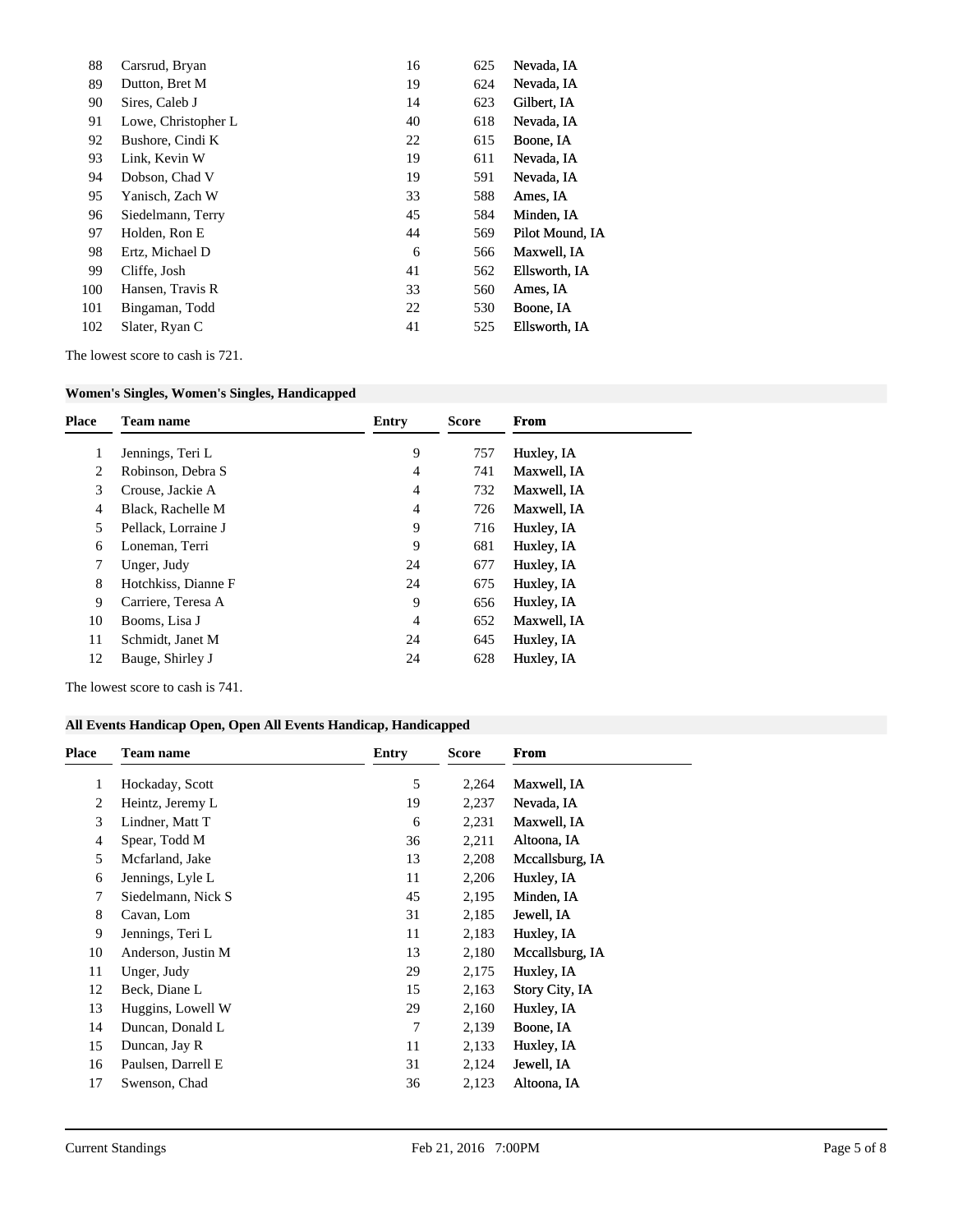| Place | Team name | Entry | Score | From |
|---|---|---|---|---|
| 88 | Carsrud, Bryan | 16 | 625 | Nevada, IA |
| 89 | Dutton, Bret M | 19 | 624 | Nevada, IA |
| 90 | Sires, Caleb J | 14 | 623 | Gilbert, IA |
| 91 | Lowe, Christopher L | 40 | 618 | Nevada, IA |
| 92 | Bushore, Cindi K | 22 | 615 | Boone, IA |
| 93 | Link, Kevin W | 19 | 611 | Nevada, IA |
| 94 | Dobson, Chad V | 19 | 591 | Nevada, IA |
| 95 | Yanisch, Zach W | 33 | 588 | Ames, IA |
| 96 | Siedelmann, Terry | 45 | 584 | Minden, IA |
| 97 | Holden, Ron E | 44 | 569 | Pilot Mound, IA |
| 98 | Ertz, Michael D | 6 | 566 | Maxwell, IA |
| 99 | Cliffe, Josh | 41 | 562 | Ellsworth, IA |
| 100 | Hansen, Travis R | 33 | 560 | Ames, IA |
| 101 | Bingaman, Todd | 22 | 530 | Boone, IA |
| 102 | Slater, Ryan C | 41 | 525 | Ellsworth, IA |

The lowest score to cash is 721.

### Women's Singles, Women's Singles, Handicapped

| Place | Team name | Entry | Score | From |
|---|---|---|---|---|
| 1 | Jennings, Teri L | 9 | 757 | Huxley, IA |
| 2 | Robinson, Debra S | 4 | 741 | Maxwell, IA |
| 3 | Crouse, Jackie A | 4 | 732 | Maxwell, IA |
| 4 | Black, Rachelle M | 4 | 726 | Maxwell, IA |
| 5 | Pellack, Lorraine J | 9 | 716 | Huxley, IA |
| 6 | Loneman, Terri | 9 | 681 | Huxley, IA |
| 7 | Unger, Judy | 24 | 677 | Huxley, IA |
| 8 | Hotchkiss, Dianne F | 24 | 675 | Huxley, IA |
| 9 | Carriere, Teresa A | 9 | 656 | Huxley, IA |
| 10 | Booms, Lisa J | 4 | 652 | Maxwell, IA |
| 11 | Schmidt, Janet M | 24 | 645 | Huxley, IA |
| 12 | Bauge, Shirley J | 24 | 628 | Huxley, IA |

The lowest score to cash is 741.

### All Events Handicap Open, Open All Events Handicap, Handicapped

| Place | Team name | Entry | Score | From |
|---|---|---|---|---|
| 1 | Hockaday, Scott | 5 | 2,264 | Maxwell, IA |
| 2 | Heintz, Jeremy L | 19 | 2,237 | Nevada, IA |
| 3 | Lindner, Matt T | 6 | 2,231 | Maxwell, IA |
| 4 | Spear, Todd M | 36 | 2,211 | Altoona, IA |
| 5 | Mcfarland, Jake | 13 | 2,208 | Mccallsburg, IA |
| 6 | Jennings, Lyle L | 11 | 2,206 | Huxley, IA |
| 7 | Siedelmann, Nick S | 45 | 2,195 | Minden, IA |
| 8 | Cavan, Lom | 31 | 2,185 | Jewell, IA |
| 9 | Jennings, Teri L | 11 | 2,183 | Huxley, IA |
| 10 | Anderson, Justin M | 13 | 2,180 | Mccallsburg, IA |
| 11 | Unger, Judy | 29 | 2,175 | Huxley, IA |
| 12 | Beck, Diane L | 15 | 2,163 | Story City, IA |
| 13 | Huggins, Lowell W | 29 | 2,160 | Huxley, IA |
| 14 | Duncan, Donald L | 7 | 2,139 | Boone, IA |
| 15 | Duncan, Jay R | 11 | 2,133 | Huxley, IA |
| 16 | Paulsen, Darrell E | 31 | 2,124 | Jewell, IA |
| 17 | Swenson, Chad | 36 | 2,123 | Altoona, IA |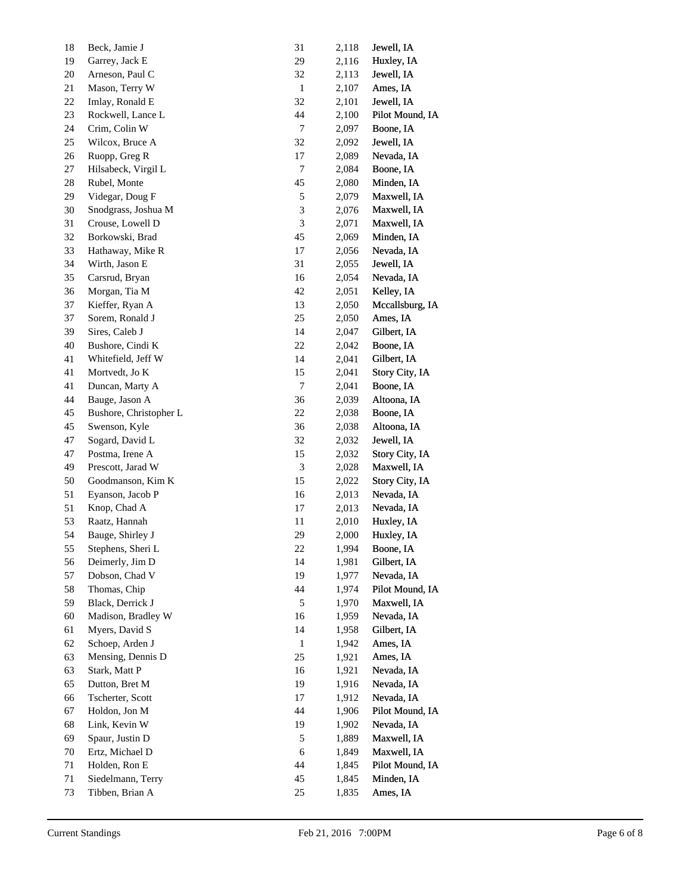| | | | | |
|---|---|---|---|---|
| 18 | Beck, Jamie J | 31 | 2,118 | Jewell, IA |
| 19 | Garrey, Jack E | 29 | 2,116 | Huxley, IA |
| 20 | Arneson, Paul C | 32 | 2,113 | Jewell, IA |
| 21 | Mason, Terry W | 1 | 2,107 | Ames, IA |
| 22 | Imlay, Ronald E | 32 | 2,101 | Jewell, IA |
| 23 | Rockwell, Lance L | 44 | 2,100 | Pilot Mound, IA |
| 24 | Crim, Colin W | 7 | 2,097 | Boone, IA |
| 25 | Wilcox, Bruce A | 32 | 2,092 | Jewell, IA |
| 26 | Ruopp, Greg R | 17 | 2,089 | Nevada, IA |
| 27 | Hilsabeck, Virgil L | 7 | 2,084 | Boone, IA |
| 28 | Rubel, Monte | 45 | 2,080 | Minden, IA |
| 29 | Videgar, Doug F | 5 | 2,079 | Maxwell, IA |
| 30 | Snodgrass, Joshua M | 3 | 2,076 | Maxwell, IA |
| 31 | Crouse, Lowell D | 3 | 2,071 | Maxwell, IA |
| 32 | Borkowski, Brad | 45 | 2,069 | Minden, IA |
| 33 | Hathaway, Mike R | 17 | 2,056 | Nevada, IA |
| 34 | Wirth, Jason E | 31 | 2,055 | Jewell, IA |
| 35 | Carsrud, Bryan | 16 | 2,054 | Nevada, IA |
| 36 | Morgan, Tia M | 42 | 2,051 | Kelley, IA |
| 37 | Kieffer, Ryan A | 13 | 2,050 | Mccallsburg, IA |
| 37 | Sorem, Ronald J | 25 | 2,050 | Ames, IA |
| 39 | Sires, Caleb J | 14 | 2,047 | Gilbert, IA |
| 40 | Bushore, Cindi K | 22 | 2,042 | Boone, IA |
| 41 | Whitefield, Jeff W | 14 | 2,041 | Gilbert, IA |
| 41 | Mortvedt, Jo K | 15 | 2,041 | Story City, IA |
| 41 | Duncan, Marty A | 7 | 2,041 | Boone, IA |
| 44 | Bauge, Jason A | 36 | 2,039 | Altoona, IA |
| 45 | Bushore, Christopher L | 22 | 2,038 | Boone, IA |
| 45 | Swenson, Kyle | 36 | 2,038 | Altoona, IA |
| 47 | Sogard, David L | 32 | 2,032 | Jewell, IA |
| 47 | Postma, Irene A | 15 | 2,032 | Story City, IA |
| 49 | Prescott, Jarad W | 3 | 2,028 | Maxwell, IA |
| 50 | Goodmanson, Kim K | 15 | 2,022 | Story City, IA |
| 51 | Eyanson, Jacob P | 16 | 2,013 | Nevada, IA |
| 51 | Knop, Chad A | 17 | 2,013 | Nevada, IA |
| 53 | Raatz, Hannah | 11 | 2,010 | Huxley, IA |
| 54 | Bauge, Shirley J | 29 | 2,000 | Huxley, IA |
| 55 | Stephens, Sheri L | 22 | 1,994 | Boone, IA |
| 56 | Deimerly, Jim D | 14 | 1,981 | Gilbert, IA |
| 57 | Dobson, Chad V | 19 | 1,977 | Nevada, IA |
| 58 | Thomas, Chip | 44 | 1,974 | Pilot Mound, IA |
| 59 | Black, Derrick J | 5 | 1,970 | Maxwell, IA |
| 60 | Madison, Bradley W | 16 | 1,959 | Nevada, IA |
| 61 | Myers, David S | 14 | 1,958 | Gilbert, IA |
| 62 | Schoep, Arden J | 1 | 1,942 | Ames, IA |
| 63 | Mensing, Dennis D | 25 | 1,921 | Ames, IA |
| 63 | Stark, Matt P | 16 | 1,921 | Nevada, IA |
| 65 | Dutton, Bret M | 19 | 1,916 | Nevada, IA |
| 66 | Tscherter, Scott | 17 | 1,912 | Nevada, IA |
| 67 | Holdon, Jon M | 44 | 1,906 | Pilot Mound, IA |
| 68 | Link, Kevin W | 19 | 1,902 | Nevada, IA |
| 69 | Spaur, Justin D | 5 | 1,889 | Maxwell, IA |
| 70 | Ertz, Michael D | 6 | 1,849 | Maxwell, IA |
| 71 | Holden, Ron E | 44 | 1,845 | Pilot Mound, IA |
| 71 | Siedelmann, Terry | 45 | 1,845 | Minden, IA |
| 73 | Tibben, Brian A | 25 | 1,835 | Ames, IA |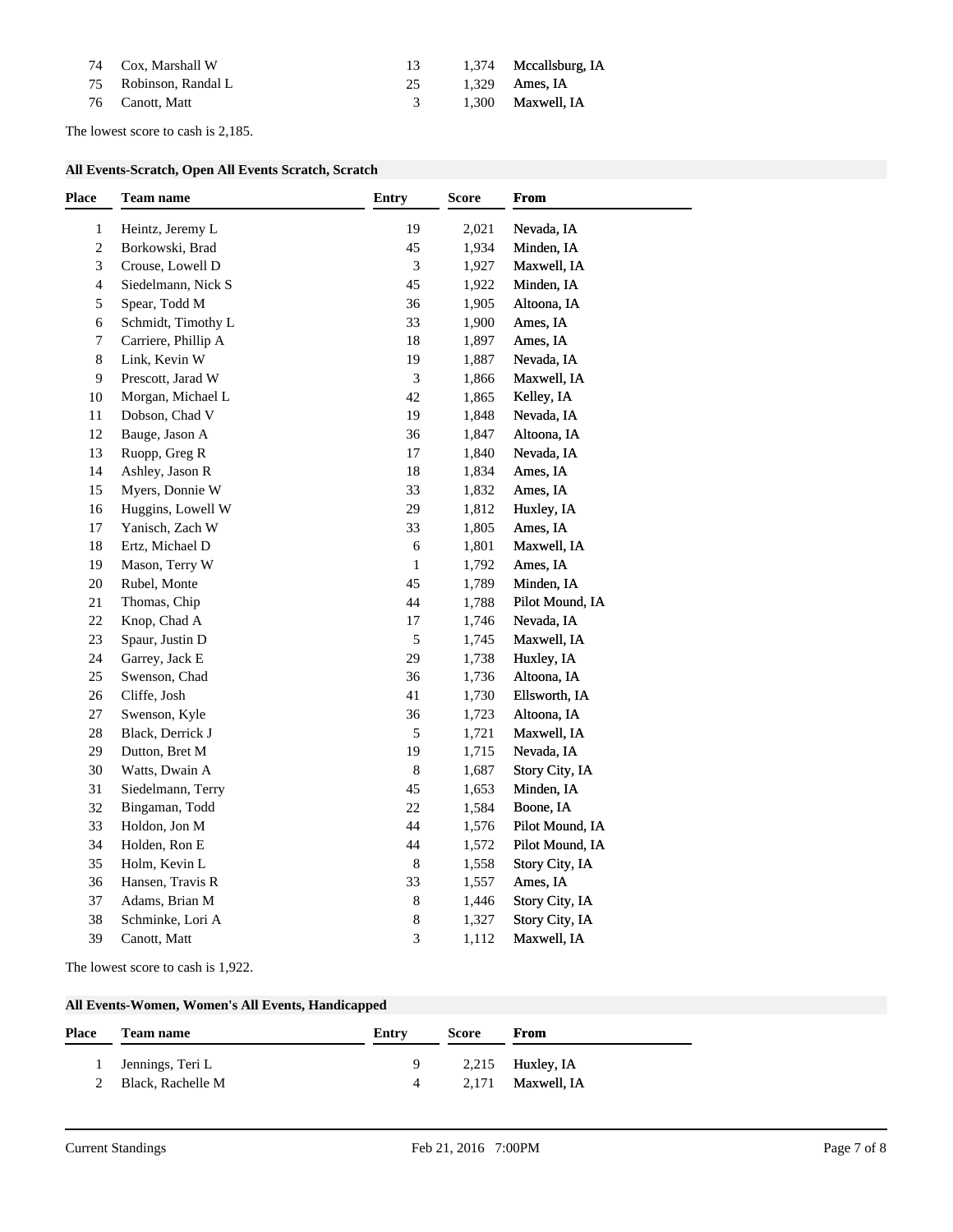| Place | Team name | Entry | Score | From |
|---|---|---|---|---|
| 74 | Cox, Marshall W | 13 | 1,374 | Mccallsburg, IA |
| 75 | Robinson, Randal L | 25 | 1,329 | Ames, IA |
| 76 | Canott, Matt | 3 | 1,300 | Maxwell, IA |

The lowest score to cash is 2,185.

### All Events-Scratch, Open All Events Scratch, Scratch

| Place | Team name | Entry | Score | From |
|---|---|---|---|---|
| 1 | Heintz, Jeremy L | 19 | 2,021 | Nevada, IA |
| 2 | Borkowski, Brad | 45 | 1,934 | Minden, IA |
| 3 | Crouse, Lowell D | 3 | 1,927 | Maxwell, IA |
| 4 | Siedelmann, Nick S | 45 | 1,922 | Minden, IA |
| 5 | Spear, Todd M | 36 | 1,905 | Altoona, IA |
| 6 | Schmidt, Timothy L | 33 | 1,900 | Ames, IA |
| 7 | Carriere, Phillip A | 18 | 1,897 | Ames, IA |
| 8 | Link, Kevin W | 19 | 1,887 | Nevada, IA |
| 9 | Prescott, Jarad W | 3 | 1,866 | Maxwell, IA |
| 10 | Morgan, Michael L | 42 | 1,865 | Kelley, IA |
| 11 | Dobson, Chad V | 19 | 1,848 | Nevada, IA |
| 12 | Bauge, Jason A | 36 | 1,847 | Altoona, IA |
| 13 | Ruopp, Greg R | 17 | 1,840 | Nevada, IA |
| 14 | Ashley, Jason R | 18 | 1,834 | Ames, IA |
| 15 | Myers, Donnie W | 33 | 1,832 | Ames, IA |
| 16 | Huggins, Lowell W | 29 | 1,812 | Huxley, IA |
| 17 | Yanisch, Zach W | 33 | 1,805 | Ames, IA |
| 18 | Ertz, Michael D | 6 | 1,801 | Maxwell, IA |
| 19 | Mason, Terry W | 1 | 1,792 | Ames, IA |
| 20 | Rubel, Monte | 45 | 1,789 | Minden, IA |
| 21 | Thomas, Chip | 44 | 1,788 | Pilot Mound, IA |
| 22 | Knop, Chad A | 17 | 1,746 | Nevada, IA |
| 23 | Spaur, Justin D | 5 | 1,745 | Maxwell, IA |
| 24 | Garrey, Jack E | 29 | 1,738 | Huxley, IA |
| 25 | Swenson, Chad | 36 | 1,736 | Altoona, IA |
| 26 | Cliffe, Josh | 41 | 1,730 | Ellsworth, IA |
| 27 | Swenson, Kyle | 36 | 1,723 | Altoona, IA |
| 28 | Black, Derrick J | 5 | 1,721 | Maxwell, IA |
| 29 | Dutton, Bret M | 19 | 1,715 | Nevada, IA |
| 30 | Watts, Dwain A | 8 | 1,687 | Story City, IA |
| 31 | Siedelmann, Terry | 45 | 1,653 | Minden, IA |
| 32 | Bingaman, Todd | 22 | 1,584 | Boone, IA |
| 33 | Holdon, Jon M | 44 | 1,576 | Pilot Mound, IA |
| 34 | Holden, Ron E | 44 | 1,572 | Pilot Mound, IA |
| 35 | Holm, Kevin L | 8 | 1,558 | Story City, IA |
| 36 | Hansen, Travis R | 33 | 1,557 | Ames, IA |
| 37 | Adams, Brian M | 8 | 1,446 | Story City, IA |
| 38 | Schminke, Lori A | 8 | 1,327 | Story City, IA |
| 39 | Canott, Matt | 3 | 1,112 | Maxwell, IA |

The lowest score to cash is 1,922.

### All Events-Women, Women's All Events, Handicapped

| Place | Team name | Entry | Score | From |
|---|---|---|---|---|
| 1 | Jennings, Teri L | 9 | 2,215 | Huxley, IA |
| 2 | Black, Rachelle M | 4 | 2,171 | Maxwell, IA |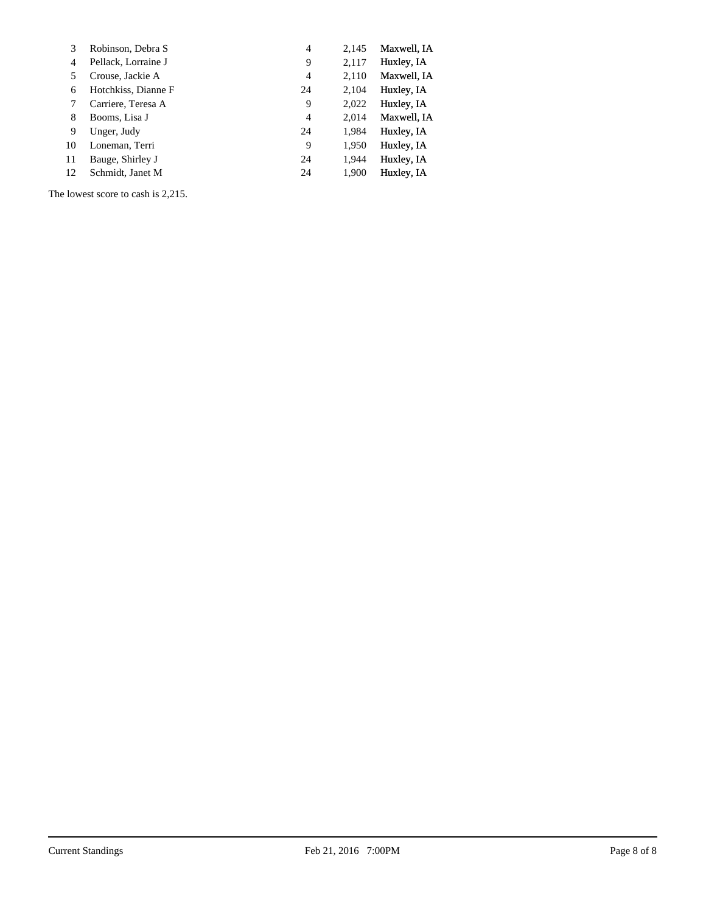| | | | | |
|---|---|---|---|---|
| 3 | Robinson, Debra S | 4 | 2,145 | Maxwell, IA |
| 4 | Pellack, Lorraine J | 9 | 2,117 | Huxley, IA |
| 5 | Crouse, Jackie A | 4 | 2,110 | Maxwell, IA |
| 6 | Hotchkiss, Dianne F | 24 | 2,104 | Huxley, IA |
| 7 | Carriere, Teresa A | 9 | 2,022 | Huxley, IA |
| 8 | Booms, Lisa J | 4 | 2,014 | Maxwell, IA |
| 9 | Unger, Judy | 24 | 1,984 | Huxley, IA |
| 10 | Loneman, Terri | 9 | 1,950 | Huxley, IA |
| 11 | Bauge, Shirley J | 24 | 1,944 | Huxley, IA |
| 12 | Schmidt, Janet M | 24 | 1,900 | Huxley, IA |

The lowest score to cash is 2,215.